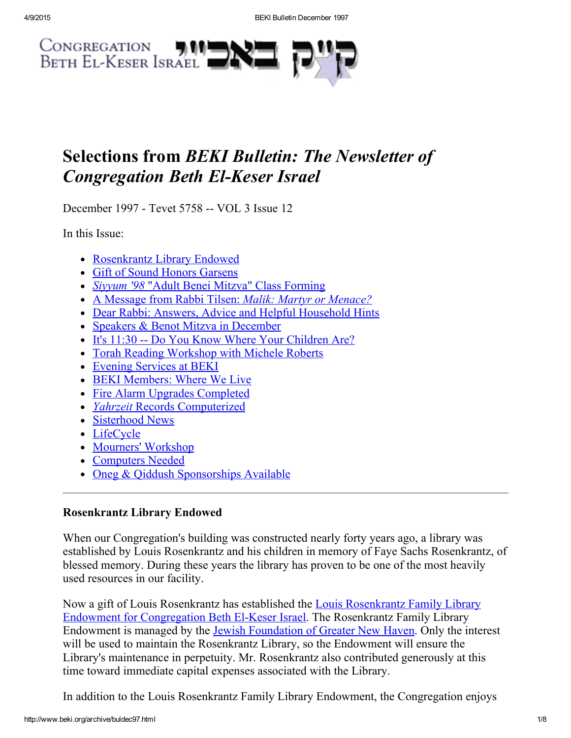Congregation Beth El-Keser Israel קי״ק באבי״י

# Selections from *BEKI Bulletin: The Newsletter of Congregation Beth El-Keser Israel*

December 1997 - Tevet 5758 -- VOL 3 Issue 12

In this Issue:

- Rosenkrantz Library Endowed
- Gift of Sound Honors Garsens
- *Siyyum '98* "Adult Benei Mitzva" Class Forming
- A Message from Rabbi Tilsen: *Malik: Martyr or Menace?*
- Dear Rabbi: Answers, Advice and Helpful Household Hints
- Speakers & Benot Mitzva in December
- It's 11:30 -- Do You Know Where Your Children Are?
- Torah Reading Workshop with Michele Roberts
- Evening Services at BEKI
- BEKI Members: Where We Live
- Fire Alarm Upgrades Completed
- *Yahrzeit* Records Computerized
- Sisterhood News
- LifeCycle
- Mourners' Workshop
- Computers Needed
- Oneg & Qiddush Sponsorships Available

---

**Rosenkrantz Library Endowed**

When our Congregation's building was constructed nearly forty years ago, a library was established by Louis Rosenkrantz and his children in memory of Faye Sachs Rosenkrantz, of blessed memory. During these years the library has proven to be one of the most heavily used resources in our facility.

Now a gift of Louis Rosenkrantz has established the Louis Rosenkrantz Family Library Endowment for Congregation Beth El-Keser Israel. The Rosenkrantz Family Library Endowment is managed by the Jewish Foundation of Greater New Haven. Only the interest will be used to maintain the Rosenkrantz Library, so the Endowment will ensure the Library's maintenance in perpetuity. Mr. Rosenkrantz also contributed generously at this time toward immediate capital expenses associated with the Library.

In addition to the Louis Rosenkrantz Family Library Endowment, the Congregation enjoys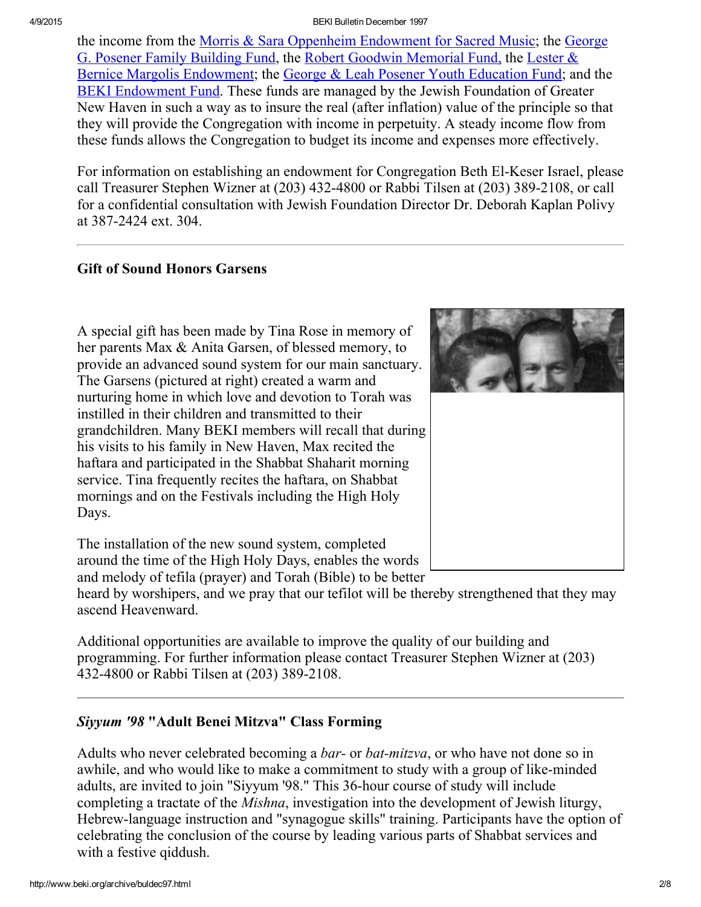the income from the Morris & Sara Oppenheim Endowment for Sacred Music; the George G. Posener Family Building Fund, the Robert Goodwin Memorial Fund, the Lester & Bernice Margolis Endowment; the George & Leah Posener Youth Education Fund; and the BEKI Endowment Fund. These funds are managed by the Jewish Foundation of Greater New Haven in such a way as to insure the real (after inflation) value of the principle so that they will provide the Congregation with income in perpetuity. A steady income flow from these funds allows the Congregation to budget its income and expenses more effectively.

For information on establishing an endowment for Congregation Beth El-Keser Israel, please call Treasurer Stephen Wizner at (203) 432-4800 or Rabbi Tilsen at (203) 389-2108, or call for a confidential consultation with Jewish Foundation Director Dr. Deborah Kaplan Polivy at 387-2424 ext. 304.

---

### Gift of Sound Honors Garsens

A special gift has been made by Tina Rose in memory of her parents Max & Anita Garsen, of blessed memory, to provide an advanced sound system for our main sanctuary. The Garsens (pictured at right) created a warm and nurturing home in which love and devotion to Torah was instilled in their children and transmitted to their grandchildren. Many BEKI members will recall that during his visits to his family in New Haven, Max recited the haftara and participated in the Shabbat Shaharit morning service. Tina frequently recites the haftara, on Shabbat mornings and on the Festivals including the High Holy Days.

The installation of the new sound system, completed around the time of the High Holy Days, enables the words and melody of tefila (prayer) and Torah (Bible) to be better heard by worshipers, and we pray that our tefilot will be thereby strengthened that they may ascend Heavenward.

Additional opportunities are available to improve the quality of our building and programming. For further information please contact Treasurer Stephen Wizner at (203) 432-4800 or Rabbi Tilsen at (203) 389-2108.

---

### *Siyyum '98* "Adult Benei Mitzva" Class Forming

Adults who never celebrated becoming a *bar-* or *bat-mitzva*, or who have not done so in awhile, and who would like to make a commitment to study with a group of like-minded adults, are invited to join "Siyyum '98." This 36-hour course of study will include completing a tractate of the *Mishna*, investigation into the development of Jewish liturgy, Hebrew-language instruction and "synagogue skills" training. Participants have the option of celebrating the conclusion of the course by leading various parts of Shabbat services and with a festive qiddush.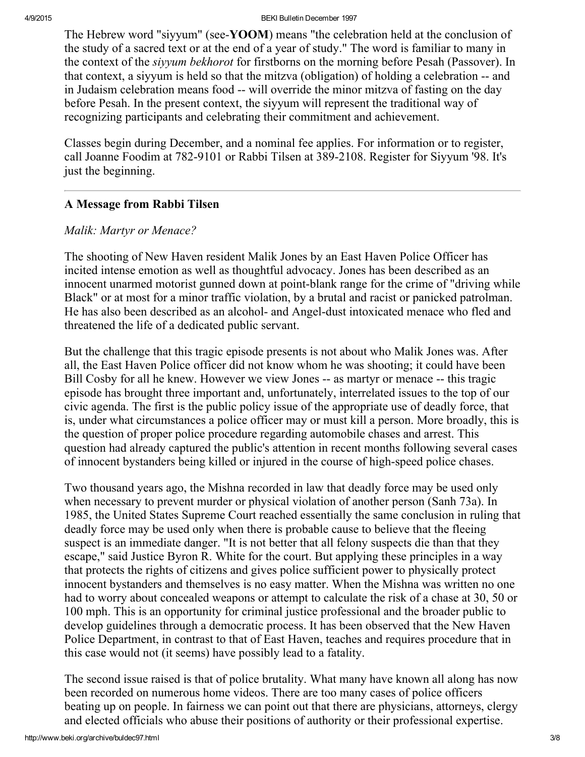The Hebrew word "siyyum" (see-**YOOM**) means "the celebration held at the conclusion of the study of a sacred text or at the end of a year of study." The word is familiar to many in the context of the *siyyum bekhorot* for firstborns on the morning before Pesah (Passover). In that context, a siyyum is held so that the mitzva (obligation) of holding a celebration -- and in Judaism celebration means food -- will override the minor mitzva of fasting on the day before Pesah. In the present context, the siyyum will represent the traditional way of recognizing participants and celebrating their commitment and achievement.

Classes begin during December, and a nominal fee applies. For information or to register, call Joanne Foodim at 782-9101 or Rabbi Tilsen at 389-2108. Register for Siyyum '98. It's just the beginning.

---

### A Message from Rabbi Tilsen

*Malik: Martyr or Menace?*

The shooting of New Haven resident Malik Jones by an East Haven Police Officer has incited intense emotion as well as thoughtful advocacy. Jones has been described as an innocent unarmed motorist gunned down at point-blank range for the crime of "driving while Black" or at most for a minor traffic violation, by a brutal and racist or panicked patrolman. He has also been described as an alcohol- and Angel-dust intoxicated menace who fled and threatened the life of a dedicated public servant.

But the challenge that this tragic episode presents is not about who Malik Jones was. After all, the East Haven Police officer did not know whom he was shooting; it could have been Bill Cosby for all he knew. However we view Jones -- as martyr or menace -- this tragic episode has brought three important and, unfortunately, interrelated issues to the top of our civic agenda. The first is the public policy issue of the appropriate use of deadly force, that is, under what circumstances a police officer may or must kill a person. More broadly, this is the question of proper police procedure regarding automobile chases and arrest. This question had already captured the public's attention in recent months following several cases of innocent bystanders being killed or injured in the course of high-speed police chases.

Two thousand years ago, the Mishna recorded in law that deadly force may be used only when necessary to prevent murder or physical violation of another person (Sanh 73a). In 1985, the United States Supreme Court reached essentially the same conclusion in ruling that deadly force may be used only when there is probable cause to believe that the fleeing suspect is an immediate danger. "It is not better that all felony suspects die than that they escape," said Justice Byron R. White for the court. But applying these principles in a way that protects the rights of citizens and gives police sufficient power to physically protect innocent bystanders and themselves is no easy matter. When the Mishna was written no one had to worry about concealed weapons or attempt to calculate the risk of a chase at 30, 50 or 100 mph. This is an opportunity for criminal justice professional and the broader public to develop guidelines through a democratic process. It has been observed that the New Haven Police Department, in contrast to that of East Haven, teaches and requires procedure that in this case would not (it seems) have possibly lead to a fatality.

The second issue raised is that of police brutality. What many have known all along has now been recorded on numerous home videos. There are too many cases of police officers beating up on people. In fairness we can point out that there are physicians, attorneys, clergy and elected officials who abuse their positions of authority or their professional expertise.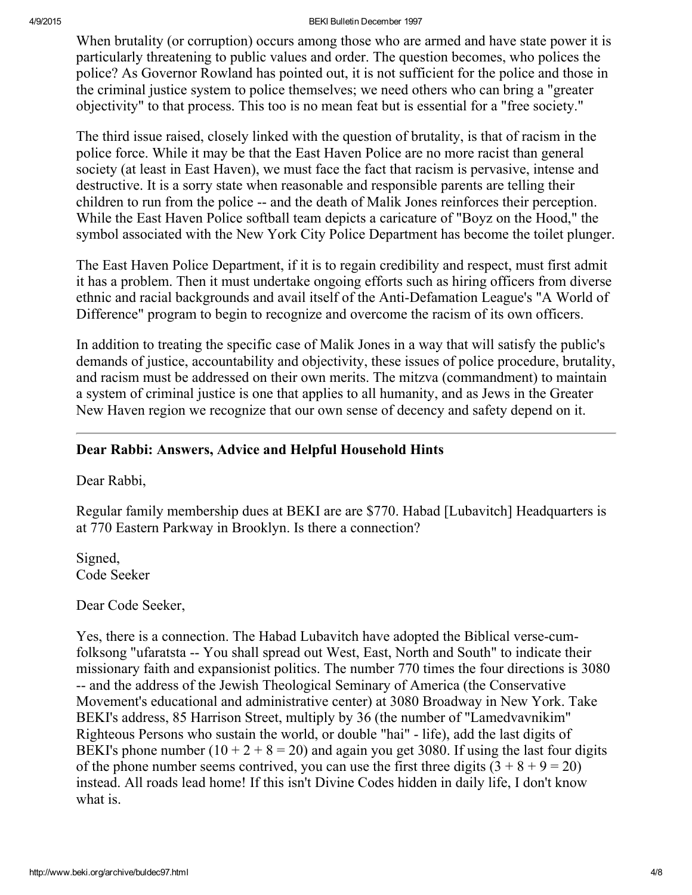When brutality (or corruption) occurs among those who are armed and have state power it is particularly threatening to public values and order. The question becomes, who polices the police? As Governor Rowland has pointed out, it is not sufficient for the police and those in the criminal justice system to police themselves; we need others who can bring a "greater objectivity" to that process. This too is no mean feat but is essential for a "free society."

The third issue raised, closely linked with the question of brutality, is that of racism in the police force. While it may be that the East Haven Police are no more racist than general society (at least in East Haven), we must face the fact that racism is pervasive, intense and destructive. It is a sorry state when reasonable and responsible parents are telling their children to run from the police -- and the death of Malik Jones reinforces their perception. While the East Haven Police softball team depicts a caricature of "Boyz on the Hood," the symbol associated with the New York City Police Department has become the toilet plunger.

The East Haven Police Department, if it is to regain credibility and respect, must first admit it has a problem. Then it must undertake ongoing efforts such as hiring officers from diverse ethnic and racial backgrounds and avail itself of the Anti-Defamation League's "A World of Difference" program to begin to recognize and overcome the racism of its own officers.

In addition to treating the specific case of Malik Jones in a way that will satisfy the public's demands of justice, accountability and objectivity, these issues of police procedure, brutality, and racism must be addressed on their own merits. The mitzva (commandment) to maintain a system of criminal justice is one that applies to all humanity, and as Jews in the Greater New Haven region we recognize that our own sense of decency and safety depend on it.

---

**Dear Rabbi: Answers, Advice and Helpful Household Hints**

Dear Rabbi,

Regular family membership dues at BEKI are are $770. Habad [Lubavitch] Headquarters is at 770 Eastern Parkway in Brooklyn. Is there a connection?

Signed,
Code Seeker

Dear Code Seeker,

Yes, there is a connection. The Habad Lubavitch have adopted the Biblical verse-cum-folksong "ufaratsta -- You shall spread out West, East, North and South" to indicate their missionary faith and expansionist politics. The number 770 times the four directions is 3080 -- and the address of the Jewish Theological Seminary of America (the Conservative Movement's educational and administrative center) at 3080 Broadway in New York. Take BEKI's address, 85 Harrison Street, multiply by 36 (the number of "Lamedvavnikim" Righteous Persons who sustain the world, or double "hai" - life), add the last digits of BEKI's phone number (10 + 2 + 8 = 20) and again you get 3080. If using the last four digits of the phone number seems contrived, you can use the first three digits (3 + 8 + 9 = 20) instead. All roads lead home! If this isn't Divine Codes hidden in daily life, I don't know what is.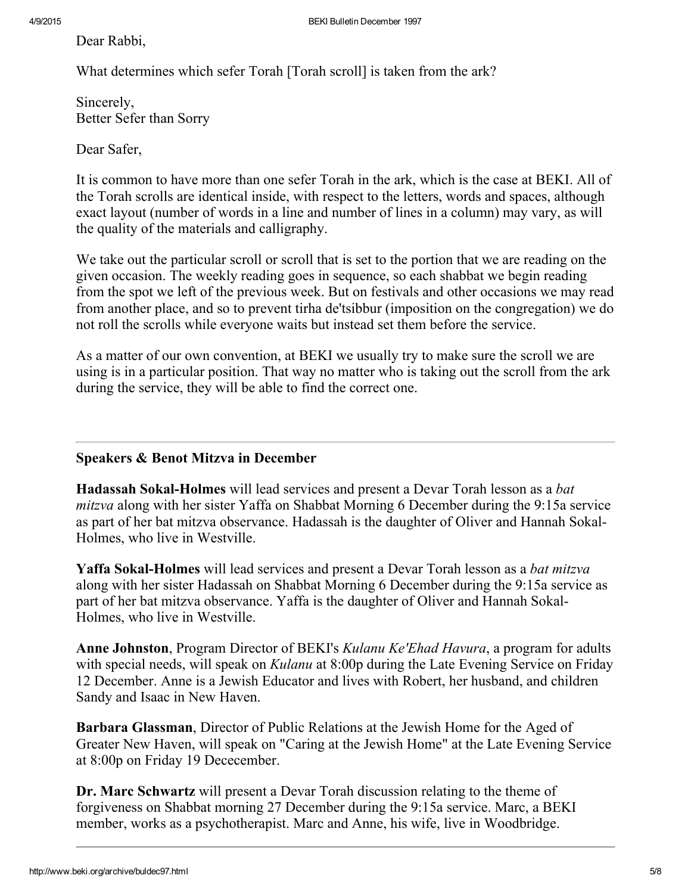Dear Rabbi,

What determines which sefer Torah [Torah scroll] is taken from the ark?

Sincerely,  
Better Sefer than Sorry

Dear Safer,

It is common to have more than one sefer Torah in the ark, which is the case at BEKI. All of the Torah scrolls are identical inside, with respect to the letters, words and spaces, although exact layout (number of words in a line and number of lines in a column) may vary, as will the quality of the materials and calligraphy.

We take out the particular scroll or scroll that is set to the portion that we are reading on the given occasion. The weekly reading goes in sequence, so each shabbat we begin reading from the spot we left of the previous week. But on festivals and other occasions we may read from another place, and so to prevent tirha de'tsibbur (imposition on the congregation) we do not roll the scrolls while everyone waits but instead set them before the service.

As a matter of our own convention, at BEKI we usually try to make sure the scroll we are using is in a particular position. That way no matter who is taking out the scroll from the ark during the service, they will be able to find the correct one.

---

### Speakers & Benot Mitzva in December

**Hadassah Sokal-Holmes** will lead services and present a Devar Torah lesson as a *bat mitzva* along with her sister Yaffa on Shabbat Morning 6 December during the 9:15a service as part of her bat mitzva observance. Hadassah is the daughter of Oliver and Hannah Sokal-Holmes, who live in Westville.

**Yaffa Sokal-Holmes** will lead services and present a Devar Torah lesson as a *bat mitzva* along with her sister Hadassah on Shabbat Morning 6 December during the 9:15a service as part of her bat mitzva observance. Yaffa is the daughter of Oliver and Hannah Sokal-Holmes, who live in Westville.

**Anne Johnston**, Program Director of BEKI's *Kulanu Ke'Ehad Havura*, a program for adults with special needs, will speak on *Kulanu* at 8:00p during the Late Evening Service on Friday 12 December. Anne is a Jewish Educator and lives with Robert, her husband, and children Sandy and Isaac in New Haven.

**Barbara Glassman**, Director of Public Relations at the Jewish Home for the Aged of Greater New Haven, will speak on "Caring at the Jewish Home" at the Late Evening Service at 8:00p on Friday 19 Dececember.

**Dr. Marc Schwartz** will present a Devar Torah discussion relating to the theme of forgiveness on Shabbat morning 27 December during the 9:15a service. Marc, a BEKI member, works as a psychotherapist. Marc and Anne, his wife, live in Woodbridge.

---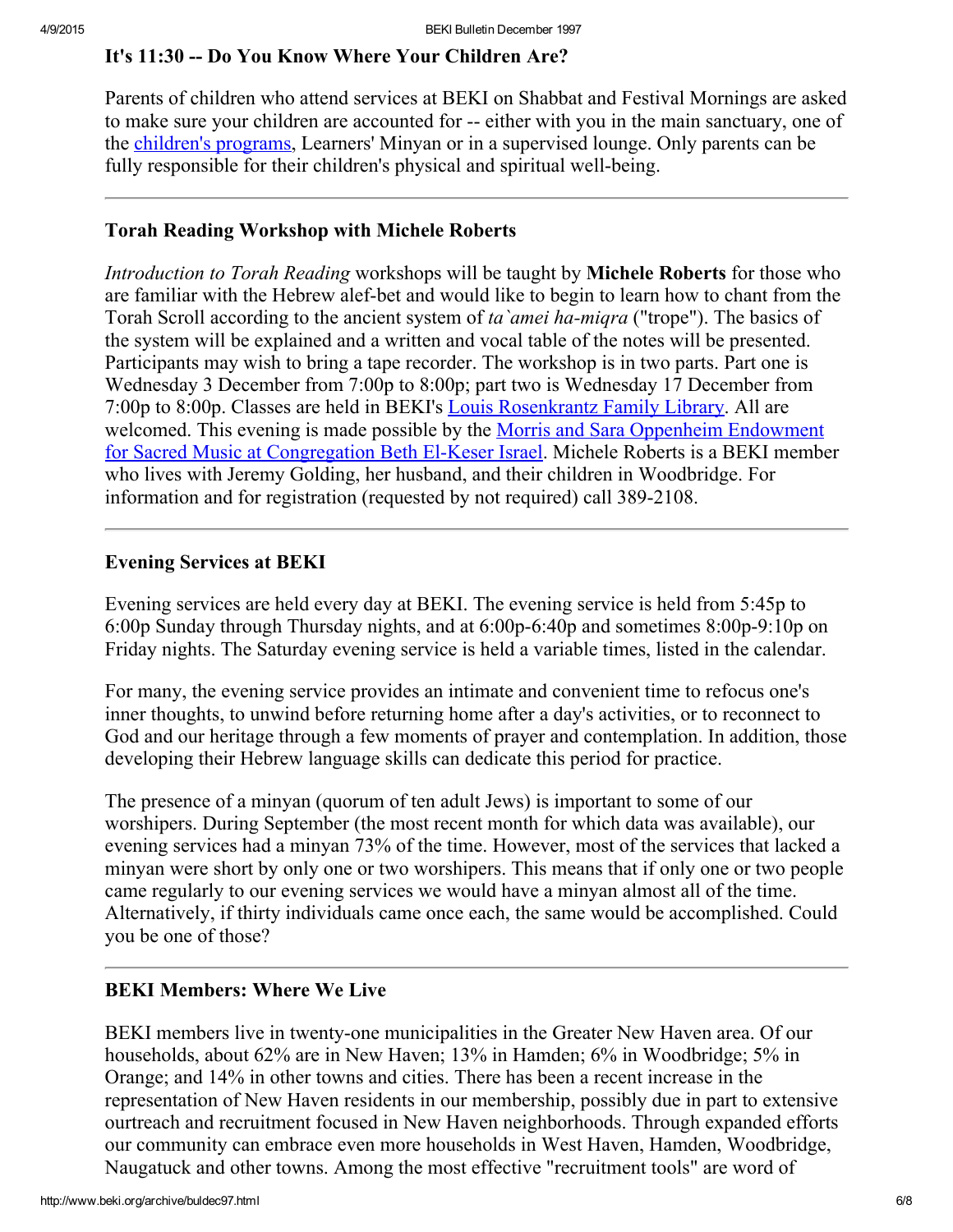### It's 11:30 -- Do You Know Where Your Children Are?

Parents of children who attend services at BEKI on Shabbat and Festival Mornings are asked to make sure your children are accounted for -- either with you in the main sanctuary, one of the children's programs, Learners' Minyan or in a supervised lounge. Only parents can be fully responsible for their children's physical and spiritual well-being.

---

### Torah Reading Workshop with Michele Roberts

*Introduction to Torah Reading* workshops will be taught by **Michele Roberts** for those who are familiar with the Hebrew alef-bet and would like to begin to learn how to chant from the Torah Scroll according to the ancient system of *ta`amei ha-miqra* ("trope"). The basics of the system will be explained and a written and vocal table of the notes will be presented. Participants may wish to bring a tape recorder. The workshop is in two parts. Part one is Wednesday 3 December from 7:00p to 8:00p; part two is Wednesday 17 December from 7:00p to 8:00p. Classes are held in BEKI's Louis Rosenkrantz Family Library. All are welcomed. This evening is made possible by the Morris and Sara Oppenheim Endowment for Sacred Music at Congregation Beth El-Keser Israel. Michele Roberts is a BEKI member who lives with Jeremy Golding, her husband, and their children in Woodbridge. For information and for registration (requested by not required) call 389-2108.

---

### Evening Services at BEKI

Evening services are held every day at BEKI. The evening service is held from 5:45p to 6:00p Sunday through Thursday nights, and at 6:00p-6:40p and sometimes 8:00p-9:10p on Friday nights. The Saturday evening service is held a variable times, listed in the calendar.

For many, the evening service provides an intimate and convenient time to refocus one's inner thoughts, to unwind before returning home after a day's activities, or to reconnect to God and our heritage through a few moments of prayer and contemplation. In addition, those developing their Hebrew language skills can dedicate this period for practice.

The presence of a minyan (quorum of ten adult Jews) is important to some of our worshipers. During September (the most recent month for which data was available), our evening services had a minyan 73% of the time. However, most of the services that lacked a minyan were short by only one or two worshipers. This means that if only one or two people came regularly to our evening services we would have a minyan almost all of the time. Alternatively, if thirty individuals came once each, the same would be accomplished. Could you be one of those?

---

### BEKI Members: Where We Live

BEKI members live in twenty-one municipalities in the Greater New Haven area. Of our households, about 62% are in New Haven; 13% in Hamden; 6% in Woodbridge; 5% in Orange; and 14% in other towns and cities. There has been a recent increase in the representation of New Haven residents in our membership, possibly due in part to extensive ourtreach and recruitment focused in New Haven neighborhoods. Through expanded efforts our community can embrace even more households in West Haven, Hamden, Woodbridge, Naugatuck and other towns. Among the most effective "recruitment tools" are word of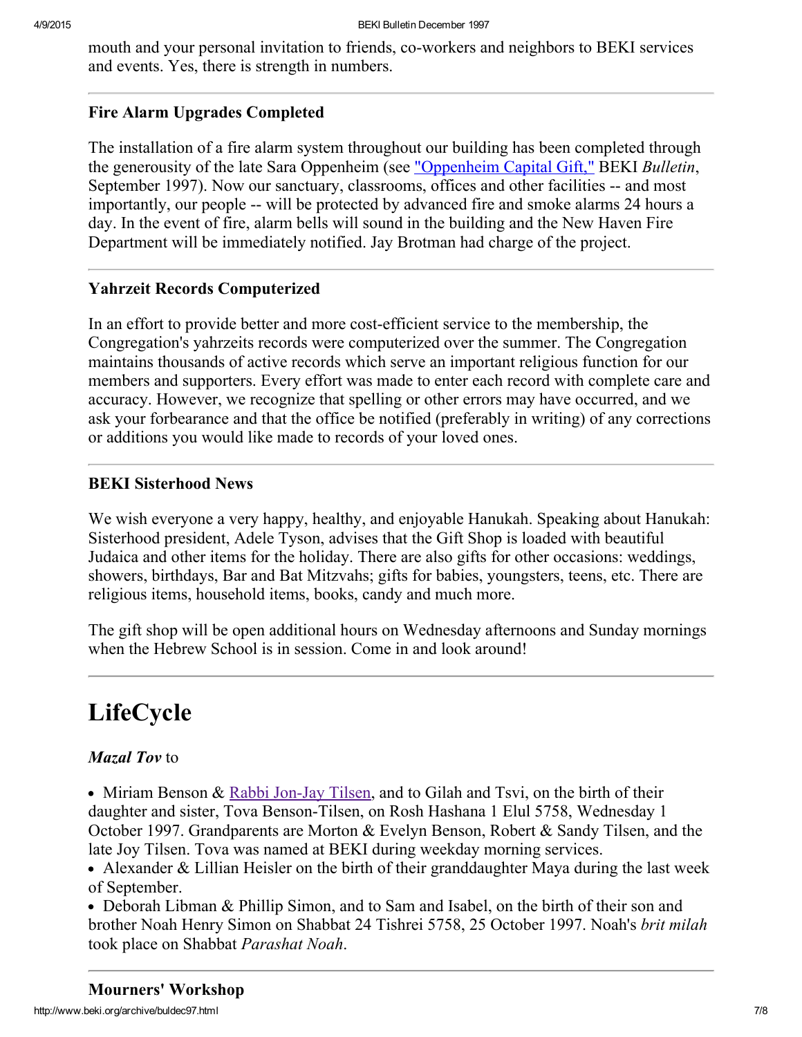mouth and your personal invitation to friends, co-workers and neighbors to BEKI services and events. Yes, there is strength in numbers.

---

### Fire Alarm Upgrades Completed

The installation of a fire alarm system throughout our building has been completed through the generousity of the late Sara Oppenheim (see "Oppenheim Capital Gift," BEKI *Bulletin*, September 1997). Now our sanctuary, classrooms, offices and other facilities -- and most importantly, our people -- will be protected by advanced fire and smoke alarms 24 hours a day. In the event of fire, alarm bells will sound in the building and the New Haven Fire Department will be immediately notified. Jay Brotman had charge of the project.

---

### Yahrzeit Records Computerized

In an effort to provide better and more cost-efficient service to the membership, the Congregation's yahrzeits records were computerized over the summer. The Congregation maintains thousands of active records which serve an important religious function for our members and supporters. Every effort was made to enter each record with complete care and accuracy. However, we recognize that spelling or other errors may have occurred, and we ask your forbearance and that the office be notified (preferably in writing) of any corrections or additions you would like made to records of your loved ones.

---

### BEKI Sisterhood News

We wish everyone a very happy, healthy, and enjoyable Hanukah. Speaking about Hanukah: Sisterhood president, Adele Tyson, advises that the Gift Shop is loaded with beautiful Judaica and other items for the holiday. There are also gifts for other occasions: weddings, showers, birthdays, Bar and Bat Mitzvahs; gifts for babies, youngsters, teens, etc. There are religious items, household items, books, candy and much more.

The gift shop will be open additional hours on Wednesday afternoons and Sunday mornings when the Hebrew School is in session. Come in and look around!

---

# LifeCycle

***Mazal Tov*** to

- Miriam Benson & Rabbi Jon-Jay Tilsen, and to Gilah and Tsvi, on the birth of their daughter and sister, Tova Benson-Tilsen, on Rosh Hashana 1 Elul 5758, Wednesday 1 October 1997. Grandparents are Morton & Evelyn Benson, Robert & Sandy Tilsen, and the late Joy Tilsen. Tova was named at BEKI during weekday morning services.
- Alexander & Lillian Heisler on the birth of their granddaughter Maya during the last week of September.
- Deborah Libman & Phillip Simon, and to Sam and Isabel, on the birth of their son and brother Noah Henry Simon on Shabbat 24 Tishrei 5758, 25 October 1997. Noah's *brit milah* took place on Shabbat *Parashat Noah*.

---

### Mourners' Workshop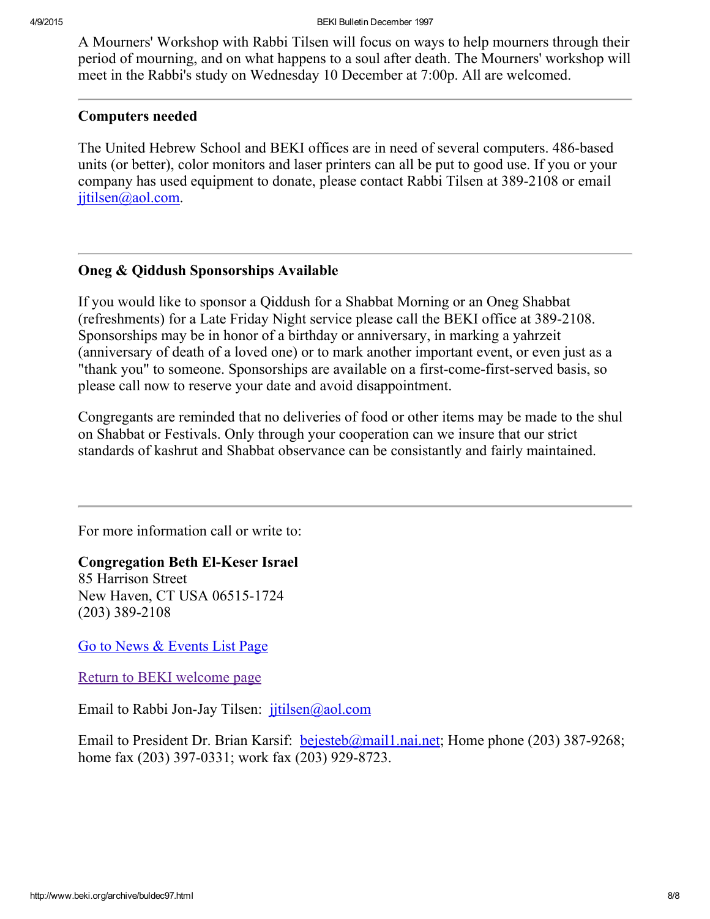A Mourners' Workshop with Rabbi Tilsen will focus on ways to help mourners through their period of mourning, and on what happens to a soul after death. The Mourners' workshop will meet in the Rabbi's study on Wednesday 10 December at 7:00p. All are welcomed.

---

**Computers needed**

The United Hebrew School and BEKI offices are in need of several computers. 486-based units (or better), color monitors and laser printers can all be put to good use. If you or your company has used equipment to donate, please contact Rabbi Tilsen at 389-2108 or email jjtilsen@aol.com.

---

**Oneg & Qiddush Sponsorships Available**

If you would like to sponsor a Qiddush for a Shabbat Morning or an Oneg Shabbat (refreshments) for a Late Friday Night service please call the BEKI office at 389-2108. Sponsorships may be in honor of a birthday or anniversary, in marking a yahrzeit (anniversary of death of a loved one) or to mark another important event, or even just as a "thank you" to someone. Sponsorships are available on a first-come-first-served basis, so please call now to reserve your date and avoid disappointment.

Congregants are reminded that no deliveries of food or other items may be made to the shul on Shabbat or Festivals. Only through your cooperation can we insure that our strict standards of kashrut and Shabbat observance can be consistantly and fairly maintained.

---

For more information call or write to:

**Congregation Beth El-Keser Israel**
85 Harrison Street
New Haven, CT USA 06515-1724
(203) 389-2108

Go to News & Events List Page

Return to BEKI welcome page

Email to Rabbi Jon-Jay Tilsen: jjtilsen@aol.com

Email to President Dr. Brian Karsif: bejesteb@mail1.nai.net; Home phone (203) 387-9268; home fax (203) 397-0331; work fax (203) 929-8723.